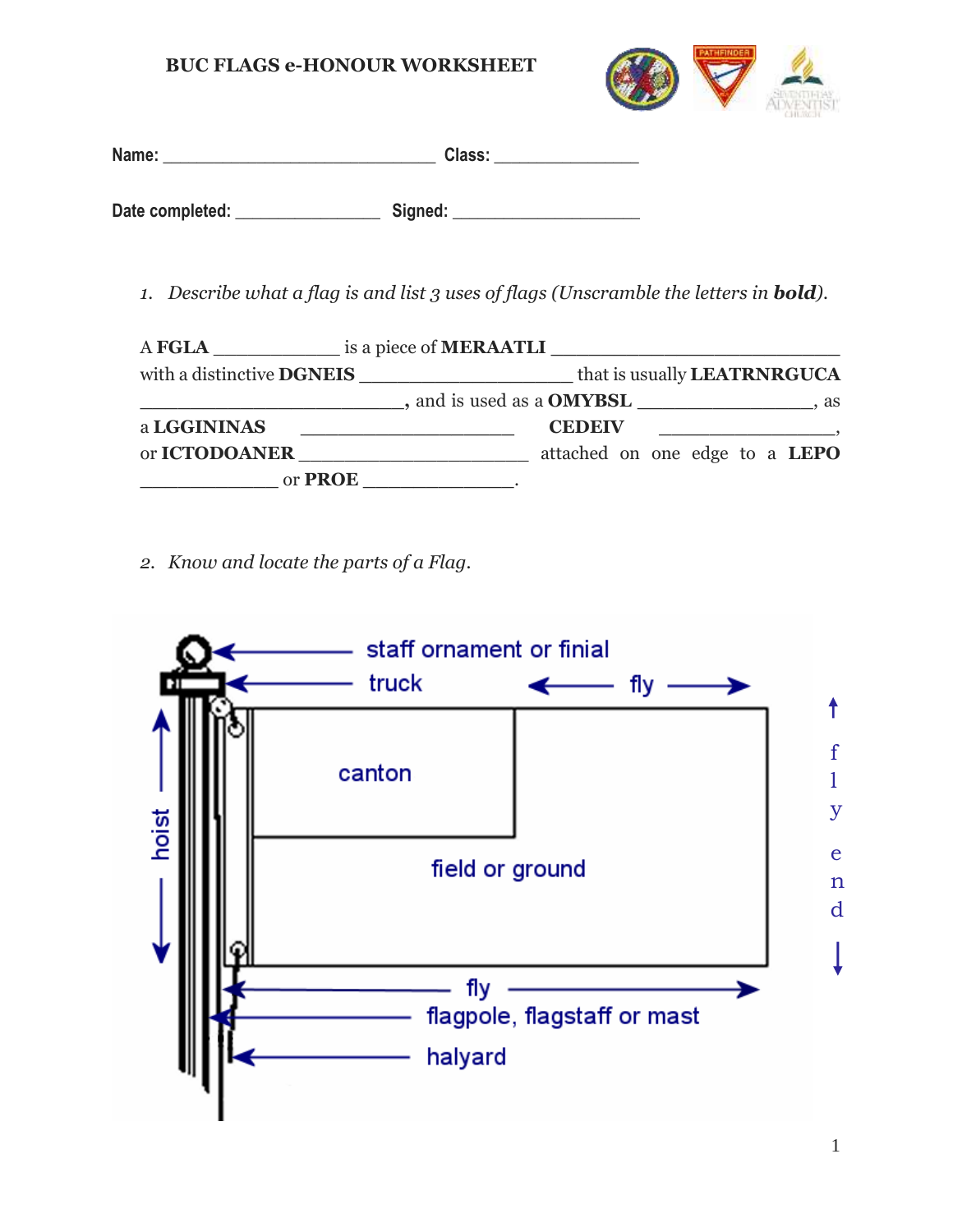# BUC FLAGS e-HONOUR WORKSHEET

**Name:** ______________________________ **Class:** _______________

**Date completed:** _______________ **Signed:** ____________________

1. *Describe what a flag is and list 3 uses of flags (Unscramble the letters in **bold**).*

A **FGLA** _____________ is a piece of **MERAATLI** ___________________________ with a distinctive **DGNEIS** ____________________ that is usually **LEATRNRGUCA** _________________________, and is used as a **OMYBSL** ________________, as a **LGGININAS** ____________________ **CEDEIV** ________________, or **ICTODOANER** _____________________ attached on one edge to a **LEPO** ______________ or **PROE** ______________.

2. *Know and locate the parts of a Flag.*

staff ornament or finial

truck

fly

canton

hoist

field or ground

fly end

fly

flagpole, flagstaff or mast

halyard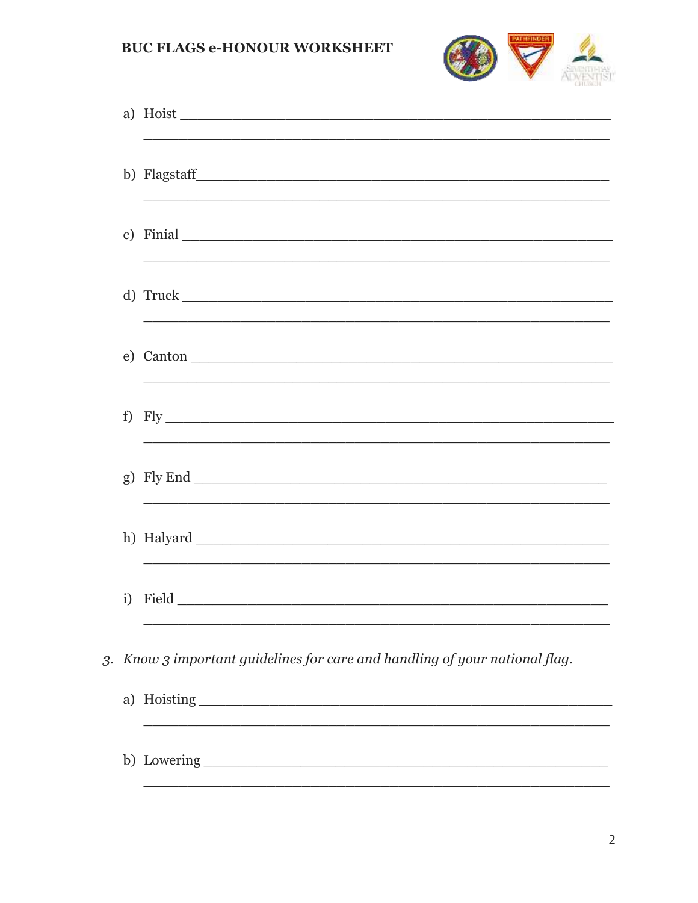a) Hoist ______________________________________________

______________________________________________

b) Flagstaff______________________________________________

______________________________________________

c) Finial ______________________________________________

______________________________________________

d) Truck ______________________________________________

______________________________________________

e) Canton ______________________________________________

______________________________________________

f) Fly ______________________________________________

______________________________________________

g) Fly End ______________________________________________

______________________________________________

h) Halyard ______________________________________________

______________________________________________

i) Field ______________________________________________

______________________________________________

3. *Know 3 important guidelines for care and handling of your national flag.*

a) Hoisting ______________________________________________

______________________________________________

b) Lowering ______________________________________________

______________________________________________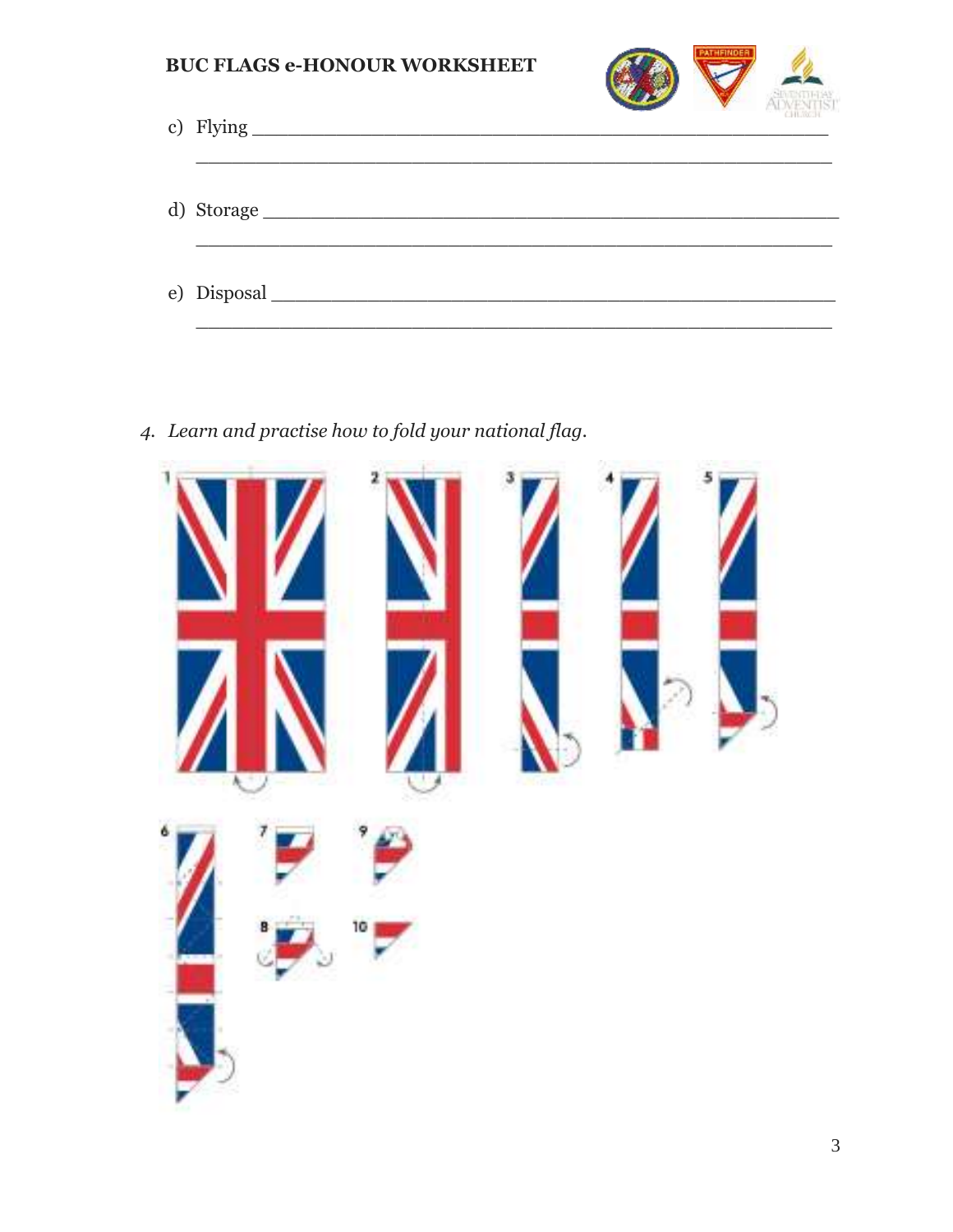c) Flying ______________________________________________

______________________________________________

d) Storage ______________________________________________

______________________________________________

e) Disposal ______________________________________________

______________________________________________

4. *Learn and practise how to fold your national flag.*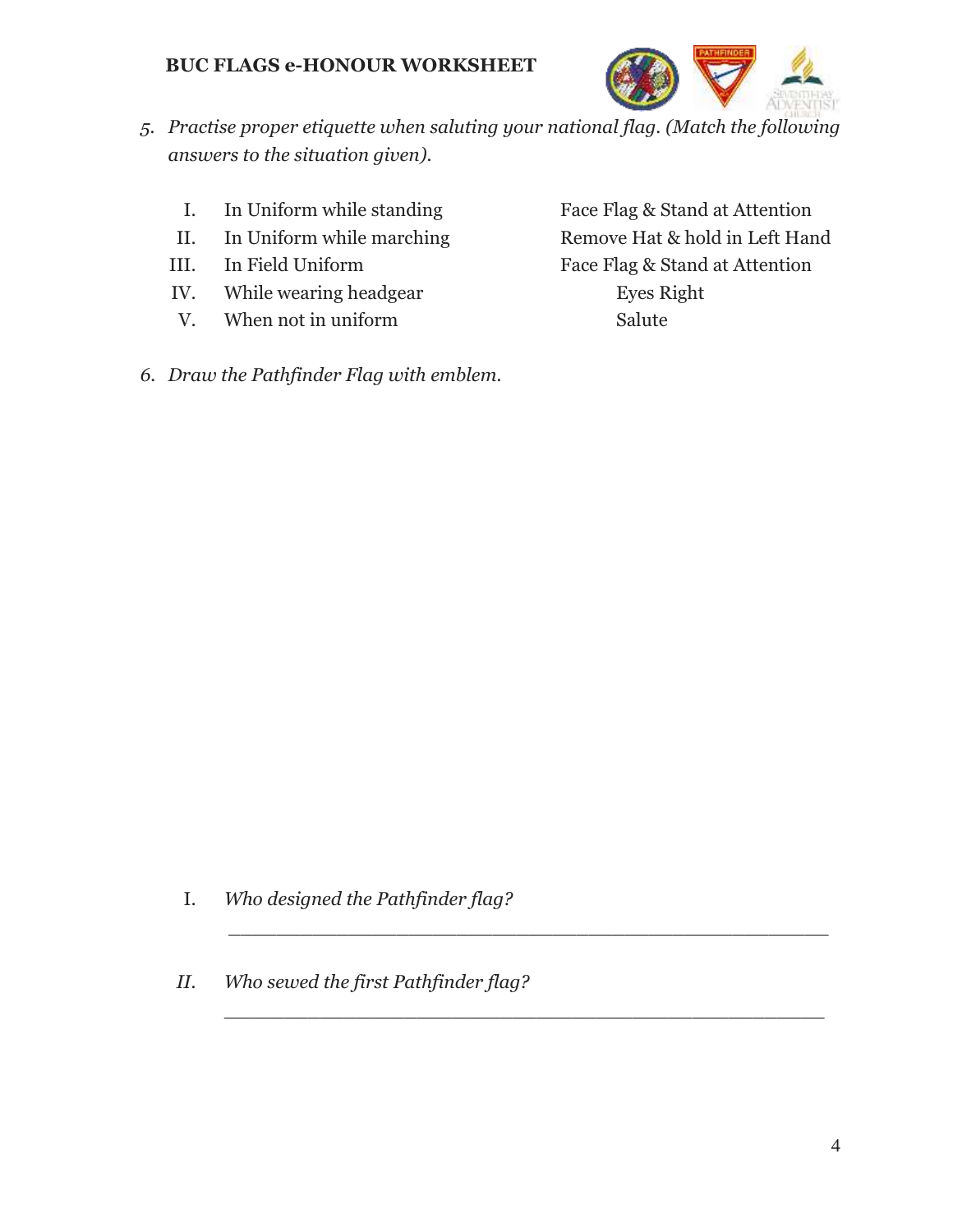5. *Practise proper etiquette when saluting your national flag. (Match the following answers to the situation given).*

| | Situation | Answer |
|---|---|---|
| I. | In Uniform while standing | Face Flag & Stand at Attention |
| II. | In Uniform while marching | Remove Hat & hold in Left Hand |
| III. | In Field Uniform | Face Flag & Stand at Attention |
| IV. | While wearing headgear | Eyes Right |
| V. | When not in uniform | Salute |

6. *Draw the Pathfinder Flag with emblem.*

   I. *Who designed the Pathfinder flag?*

   ______________________________________________

   *II. Who sewed the first Pathfinder flag?*

   ______________________________________________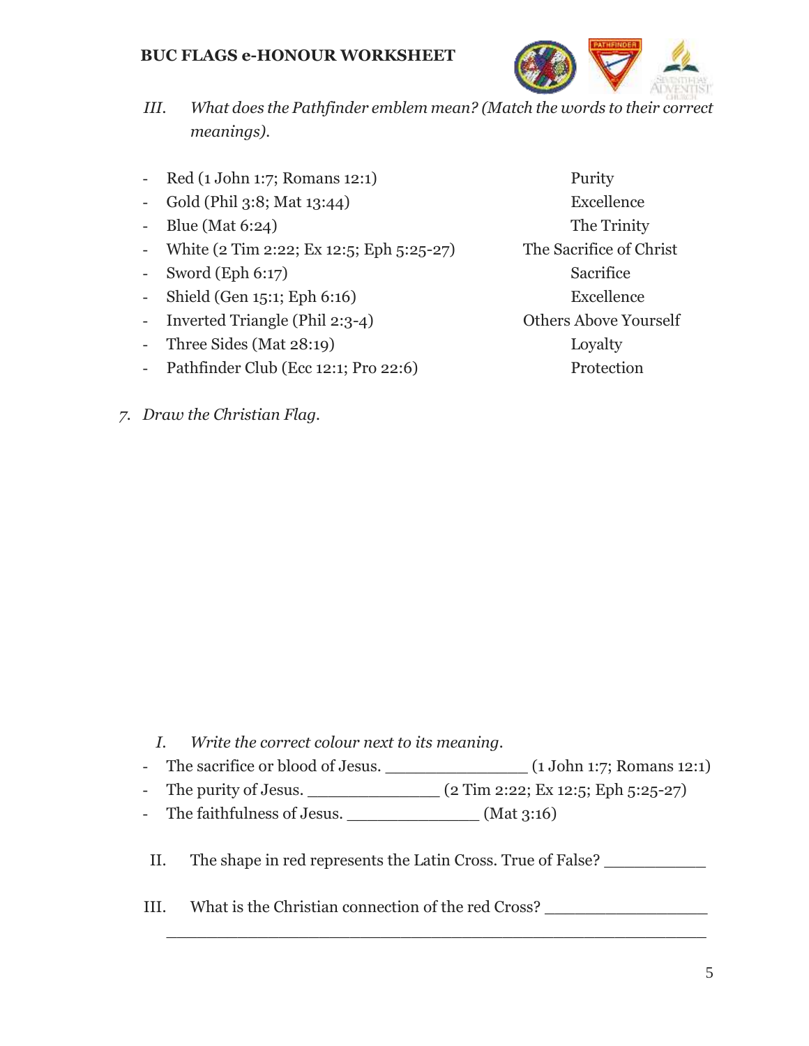*III. What does the Pathfinder emblem mean? (Match the words to their correct meanings).*

| | |
|---|---|
| - Red (1 John 1:7; Romans 12:1) | Purity |
| - Gold (Phil 3:8; Mat 13:44) | Excellence |
| - Blue (Mat 6:24) | The Trinity |
| - White (2 Tim 2:22; Ex 12:5; Eph 5:25-27) | The Sacrifice of Christ |
| - Sword (Eph 6:17) | Sacrifice |
| - Shield (Gen 15:1; Eph 6:16) | Excellence |
| - Inverted Triangle (Phil 2:3-4) | Others Above Yourself |
| - Three Sides (Mat 28:19) | Loyalty |
| - Pathfinder Club (Ecc 12:1; Pro 22:6) | Protection |

7. *Draw the Christian Flag.*

*I. Write the correct colour next to its meaning.*

- The sacrifice or blood of Jesus. _______________ (1 John 1:7; Romans 12:1)
- The purity of Jesus. ______________ (2 Tim 2:22; Ex 12:5; Eph 5:25-27)
- The faithfulness of Jesus. ______________ (Mat 3:16)

II. The shape in red represents the Latin Cross. True of False? ___________

III. What is the Christian connection of the red Cross? _________________

_________________________________________________________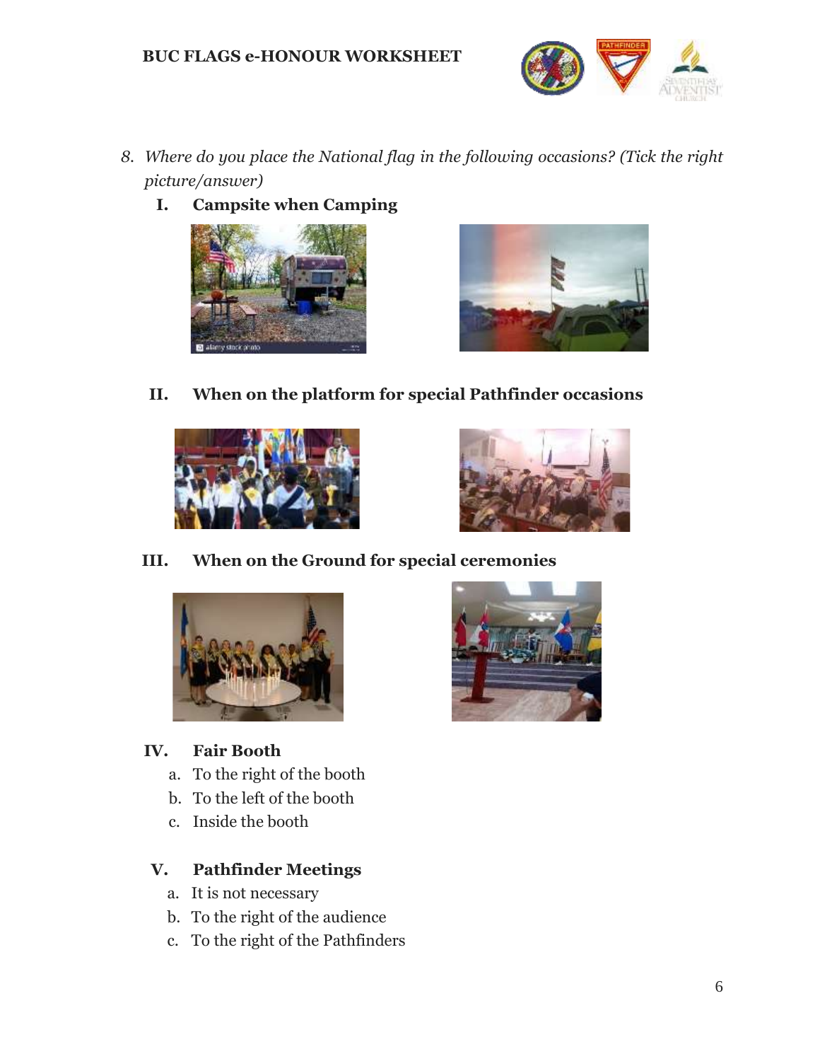8. *Where do you place the National flag in the following occasions? (Tick the right picture/answer)*

   **I. Campsite when Camping**

   **II. When on the platform for special Pathfinder occasions**

   **III. When on the Ground for special ceremonies**

   **IV. Fair Booth**

   a. To the right of the booth
   b. To the left of the booth
   c. Inside the booth

   **V. Pathfinder Meetings**

   a. It is not necessary
   b. To the right of the audience
   c. To the right of the Pathfinders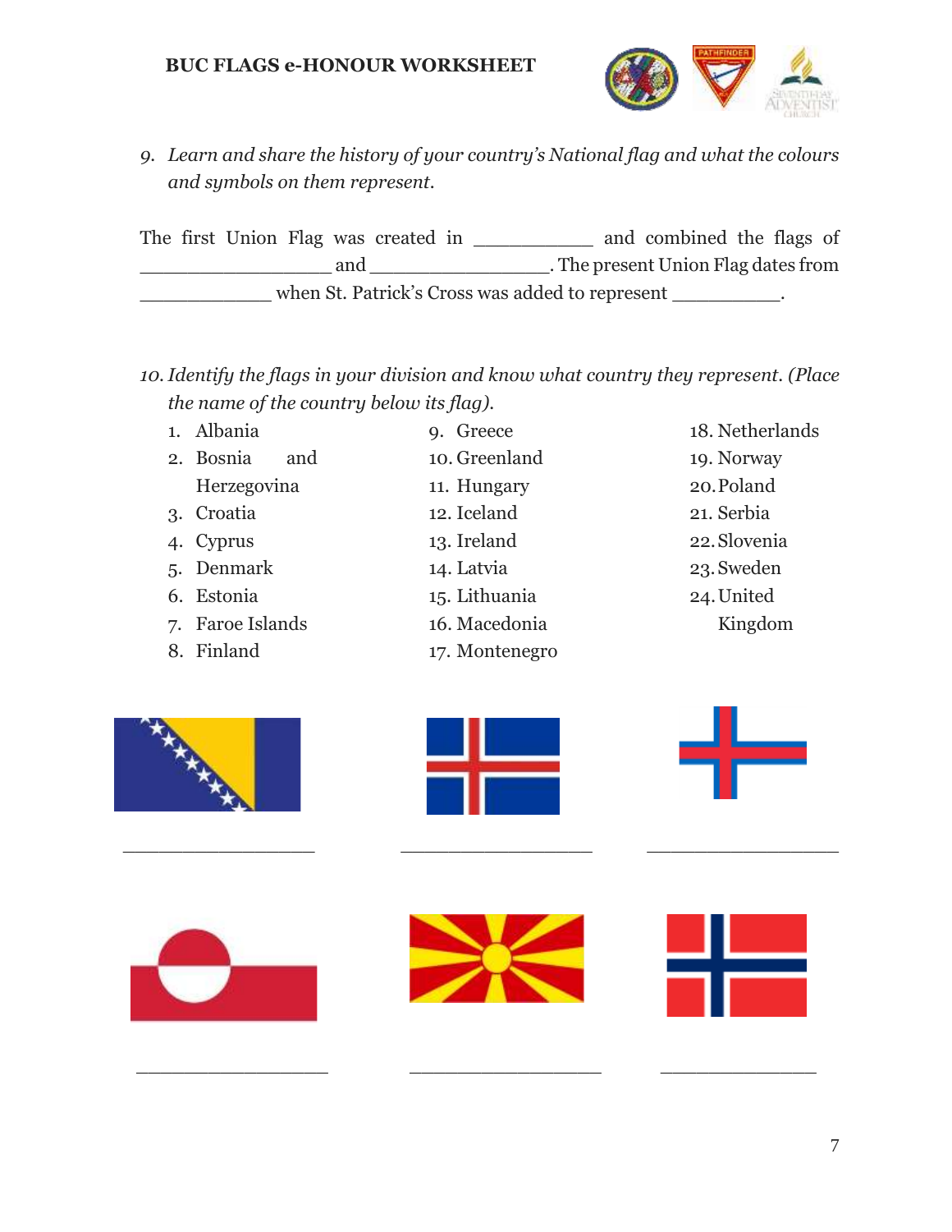9. *Learn and share the history of your country's National flag and what the colours and symbols on them represent.*

The first Union Flag was created in ___________ and combined the flags of _________________ and ________________. The present Union Flag dates from ____________ when St. Patrick's Cross was added to represent __________.

10. *Identify the flags in your division and know what country they represent. (Place the name of the country below its flag).*

1. Albania
2. Bosnia and Herzegovina
3. Croatia
4. Cyprus
5. Denmark
6. Estonia
7. Faroe Islands
8. Finland
9. Greece
10. Greenland
11. Hungary
12. Iceland
13. Ireland
14. Latvia
15. Lithuania
16. Macedonia
17. Montenegro
18. Netherlands
19. Norway
20. Poland
21. Serbia
22. Slovenia
23. Sweden
24. United Kingdom

__________________ __________________ __________________

__________________ __________________ ________________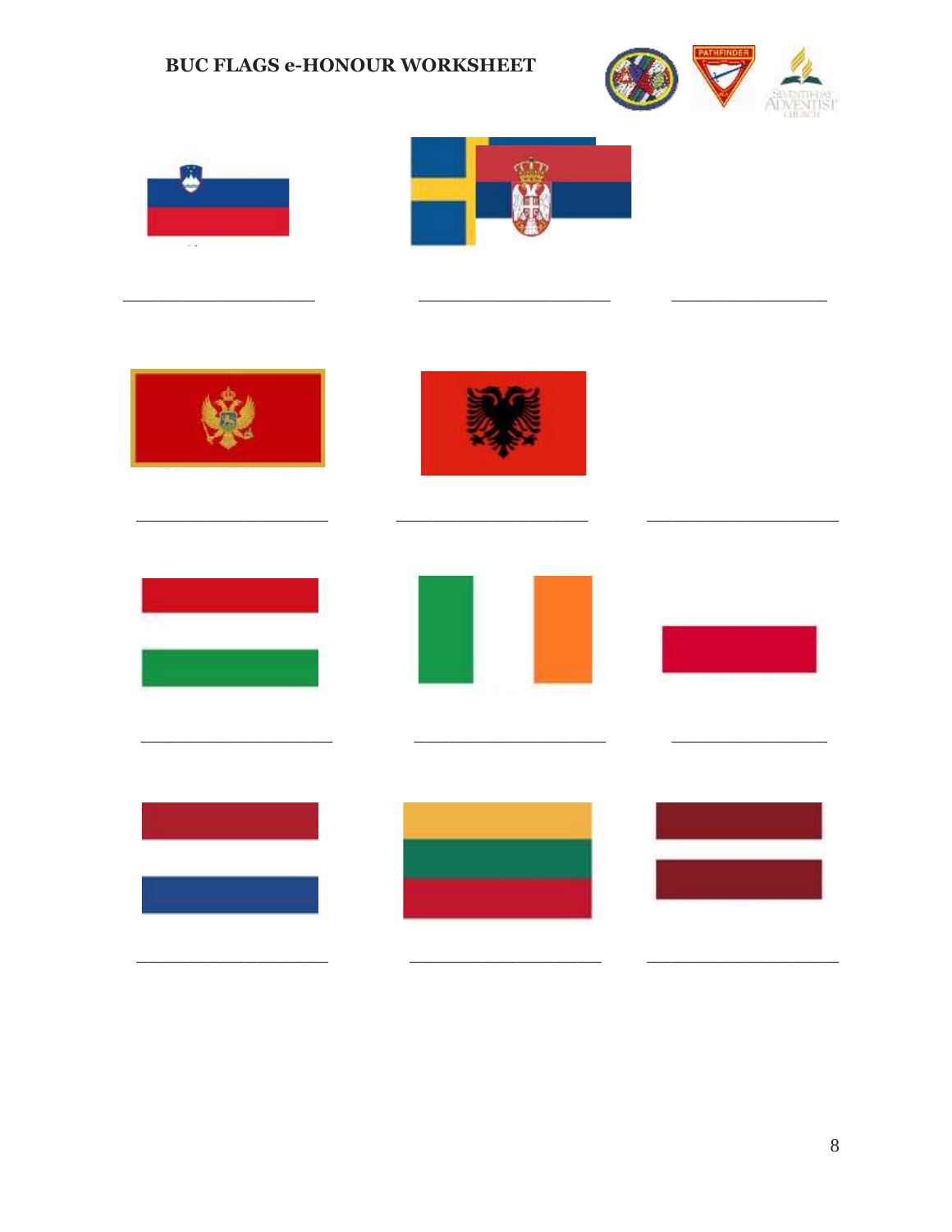# BUC FLAGS e-HONOUR WORKSHEET

\_\_\_\_\_\_\_\_\_\_\_\_\_\_\_\_\_\_\_\_\_\_ \_\_\_\_\_\_\_\_\_\_\_\_\_\_\_\_\_\_\_\_\_\_ \_\_\_\_\_\_\_\_\_\_\_\_\_\_\_\_\_\_

\_\_\_\_\_\_\_\_\_\_\_\_\_\_\_\_\_\_\_\_\_\_ \_\_\_\_\_\_\_\_\_\_\_\_\_\_\_\_\_\_\_\_\_\_ \_\_\_\_\_\_\_\_\_\_\_\_\_\_\_\_\_\_\_\_\_\_

\_\_\_\_\_\_\_\_\_\_\_\_\_\_\_\_\_\_\_\_\_\_ \_\_\_\_\_\_\_\_\_\_\_\_\_\_\_\_\_\_\_\_\_\_ \_\_\_\_\_\_\_\_\_\_\_\_\_\_\_\_\_\_

\_\_\_\_\_\_\_\_\_\_\_\_\_\_\_\_\_\_\_\_\_\_ \_\_\_\_\_\_\_\_\_\_\_\_\_\_\_\_\_\_\_\_\_\_ \_\_\_\_\_\_\_\_\_\_\_\_\_\_\_\_\_\_\_\_\_\_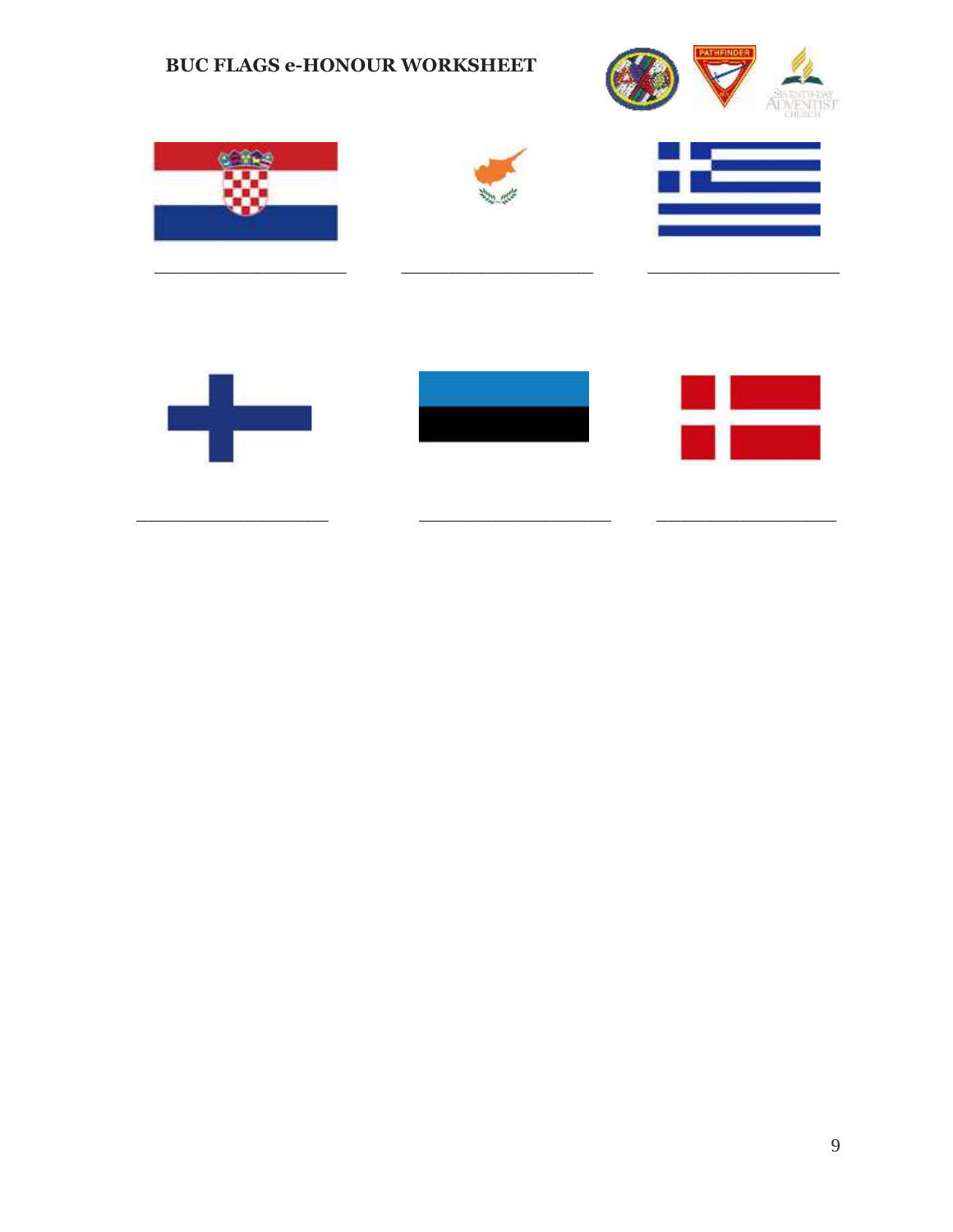# BUC FLAGS e-HONOUR WORKSHEET

______________________ ______________________ ______________________

______________________ ______________________ ______________________